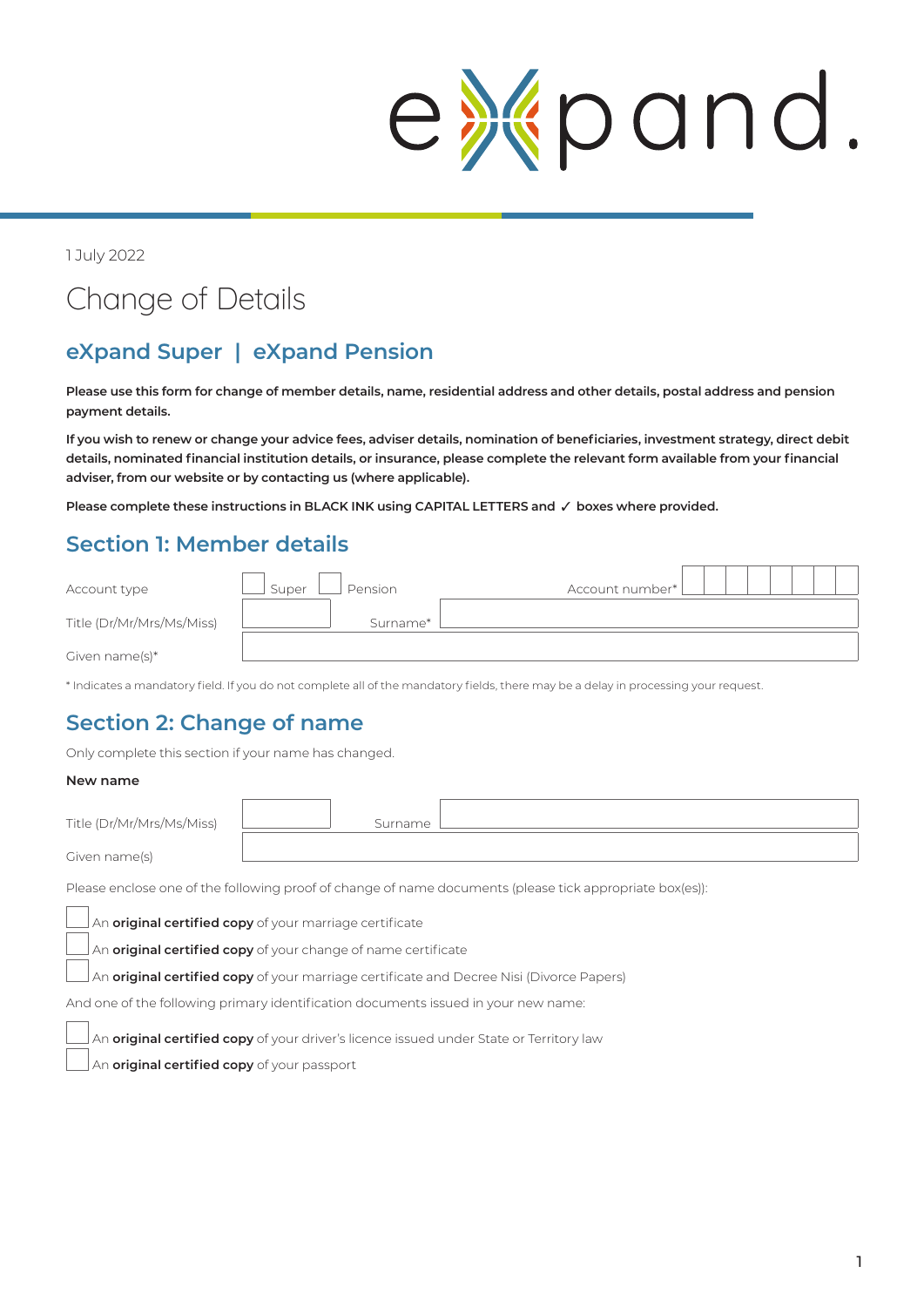eXpand.

1 July 2022

# Change of Details

## eXpand Super | eXpand Pension

**Please use this form for change of member details, name, residential address and other details, postal address and pension payment details.**

**If you wish to renew or change your advice fees, adviser details, nomination of beneficiaries, investment strategy, direct debit details, nominated financial institution details, or insurance, please complete the relevant form available from your financial adviser, from our website or by contacting us (where applicable).**

**Please complete these instructions in BLACK INK using CAPITAL LETTERS and ✓ boxes where provided.**

## Section 1: Member details

Account type ☐ Super ☐ Pension    Account number* ☐☐☐☐☐☐☐☐

Title (Dr/Mr/Mrs/Ms/Miss) ________    Surname* ________________

Given name(s)* ________________

* Indicates a mandatory field. If you do not complete all of the mandatory fields, there may be a delay in processing your request.

## Section 2: Change of name

Only complete this section if your name has changed.

**New name**

Title (Dr/Mr/Mrs/Ms/Miss) ________    Surname ________________

Given name(s) ________________

Please enclose one of the following proof of change of name documents (please tick appropriate box(es)):

☐ An **original certified copy** of your marriage certificate

☐ An **original certified copy** of your change of name certificate

☐ An **original certified copy** of your marriage certificate and Decree Nisi (Divorce Papers)

And one of the following primary identification documents issued in your new name:

☐ An **original certified copy** of your driver's licence issued under State or Territory law

☐ An **original certified copy** of your passport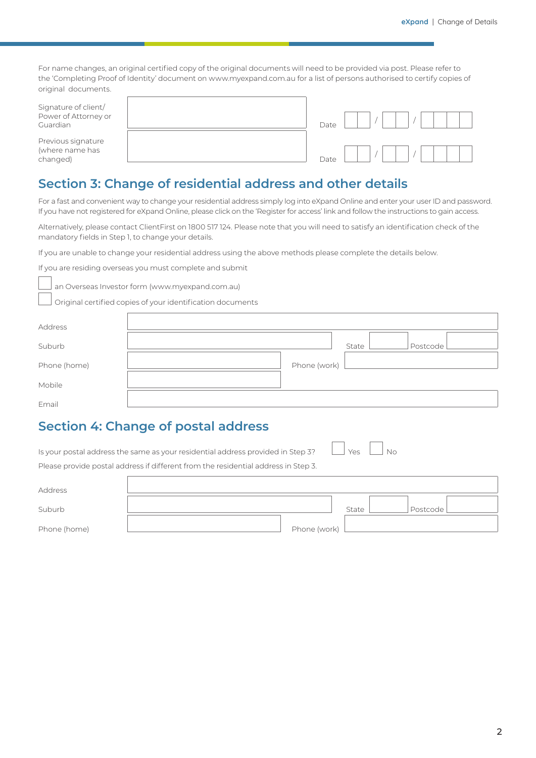For name changes, an original certified copy of the original documents will need to be provided via post. Please refer to the 'Completing Proof of Identity' document on www.myexpand.com.au for a list of persons authorised to certify copies of original documents.

| | | | |
|---|---|---|---|
| Signature of client/ Power of Attorney or Guardian | | Date | / / |
| Previous signature (where name has changed) | | Date | / / |

## Section 3: Change of residential address and other details

For a fast and convenient way to change your residential address simply log into eXpand Online and enter your user ID and password. If you have not registered for eXpand Online, please click on the 'Register for access' link and follow the instructions to gain access.

Alternatively, please contact ClientFirst on 1800 517 124. Please note that you will need to satisfy an identification check of the mandatory fields in Step 1, to change your details.

If you are unable to change your residential address using the above methods please complete the details below.

If you are residing overseas you must complete and submit

- ☐ an Overseas Investor form (www.myexpand.com.au)
- ☐ Original certified copies of your identification documents

| | | | | | |
|---|---|---|---|---|---|
| Address | | | | | |
| Suburb | | State | | Postcode | |
| Phone (home) | | Phone (work) | | | |
| Mobile | | | | | |
| Email | | | | | |

## Section 4: Change of postal address

Is your postal address the same as your residential address provided in Step 3? ☐ Yes ☐ No

Please provide postal address if different from the residential address in Step 3.

| | | | | | |
|---|---|---|---|---|---|
| Address | | | | | |
| Suburb | | State | | Postcode | |
| Phone (home) | | Phone (work) | | | |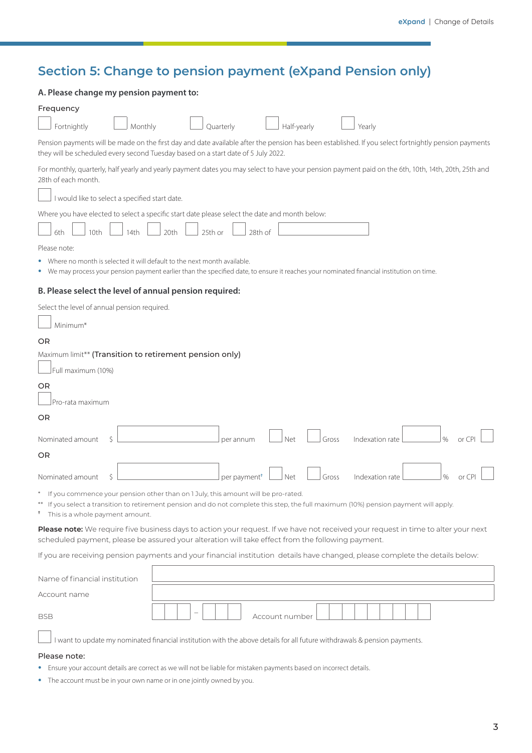## Section 5: Change to pension payment (eXpand Pension only)

### A. Please change my pension payment to:

Frequency

☐ Fortnightly ☐ Monthly ☐ Quarterly ☐ Half-yearly ☐ Yearly

Pension payments will be made on the first day and date available after the pension has been established. If you select fortnightly pension payments they will be scheduled every second Tuesday based on a start date of 5 July 2022.

For monthly, quarterly, half yearly and yearly payment dates you may select to have your pension payment paid on the 6th, 10th, 14th, 20th, 25th and 28th of each month.

☐ I would like to select a specified start date.

Where you have elected to select a specific start date please select the date and month below:

☐ 6th ☐ 10th ☐ 14th ☐ 20th ☐ 25th or ☐ 28th of ____________

Please note:

- Where no month is selected it will default to the next month available.
- We may process your pension payment earlier than the specified date, to ensure it reaches your nominated financial institution on time.

### B. Please select the level of annual pension required:

Select the level of annual pension required.

☐ Minimum*

OR

Maximum limit** **(Transition to retirement pension only)**

☐ Full maximum (10%)

OR

☐ Pro-rata maximum

OR

Nominated amount $ ____________ per annum ☐ Net ☐ Gross Indexation rate ______ % or CPI ☐

OR

Nominated amount $ ____________ per payment† ☐ Net ☐ Gross Indexation rate ______ % or CPI ☐

\* If you commence your pension other than on 1 July, this amount will be pro-rated.

\*\* If you select a transition to retirement pension and do not complete this step, the full maximum (10%) pension payment will apply.

† This is a whole payment amount.

**Please note:** We require five business days to action your request. If we have not received your request in time to alter your next scheduled payment, please be assured your alteration will take effect from the following payment.

If you are receiving pension payments and your financial institution details have changed, please complete the details below:

| | |
|---|---|
| Name of financial institution | |
| Account name | |
| BSB | ☐☐☐ – ☐☐☐ Account number ☐☐☐☐☐☐☐☐☐ |

☐ I want to update my nominated financial institution with the above details for all future withdrawals & pension payments.

Please note:

- Ensure your account details are correct as we will not be liable for mistaken payments based on incorrect details.
- The account must be in your own name or in one jointly owned by you.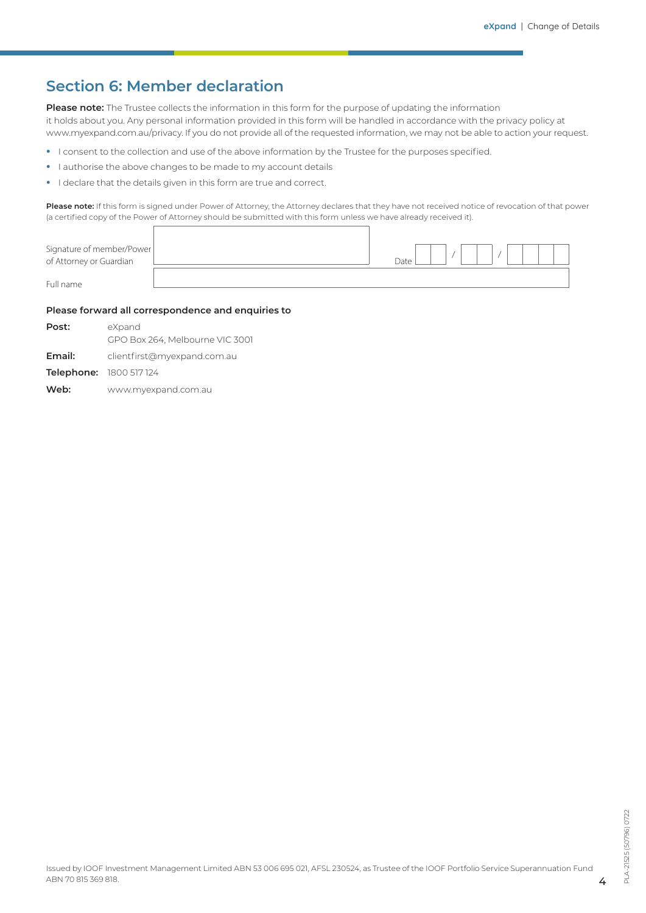## Section 6: Member declaration

**Please note:** The Trustee collects the information in this form for the purpose of updating the information it holds about you. Any personal information provided in this form will be handled in accordance with the privacy policy at www.myexpand.com.au/privacy. If you do not provide all of the requested information, we may not be able to action your request.

- I consent to the collection and use of the above information by the Trustee for the purposes specified.
- I authorise the above changes to be made to my account details
- I declare that the details given in this form are true and correct.

**Please note:** If this form is signed under Power of Attorney, the Attorney declares that they have not received notice of revocation of that power (a certified copy of the Power of Attorney should be submitted with this form unless we have already received it).

Signature of member/Power of Attorney or Guardian

Date \_\_ / \_\_ / \_\_\_\_

Full name

**Please forward all correspondence and enquiries to**

**Post:** eXpand
GPO Box 264, Melbourne VIC 3001

**Email:** clientfirst@myexpand.com.au

**Telephone:** 1800 517 124

**Web:** www.myexpand.com.au

Issued by IOOF Investment Management Limited ABN 53 006 695 021, AFSL 230524, as Trustee of the IOOF Portfolio Service Superannuation Fund ABN 70 815 369 818.

PLA-21525 (50796) 0722